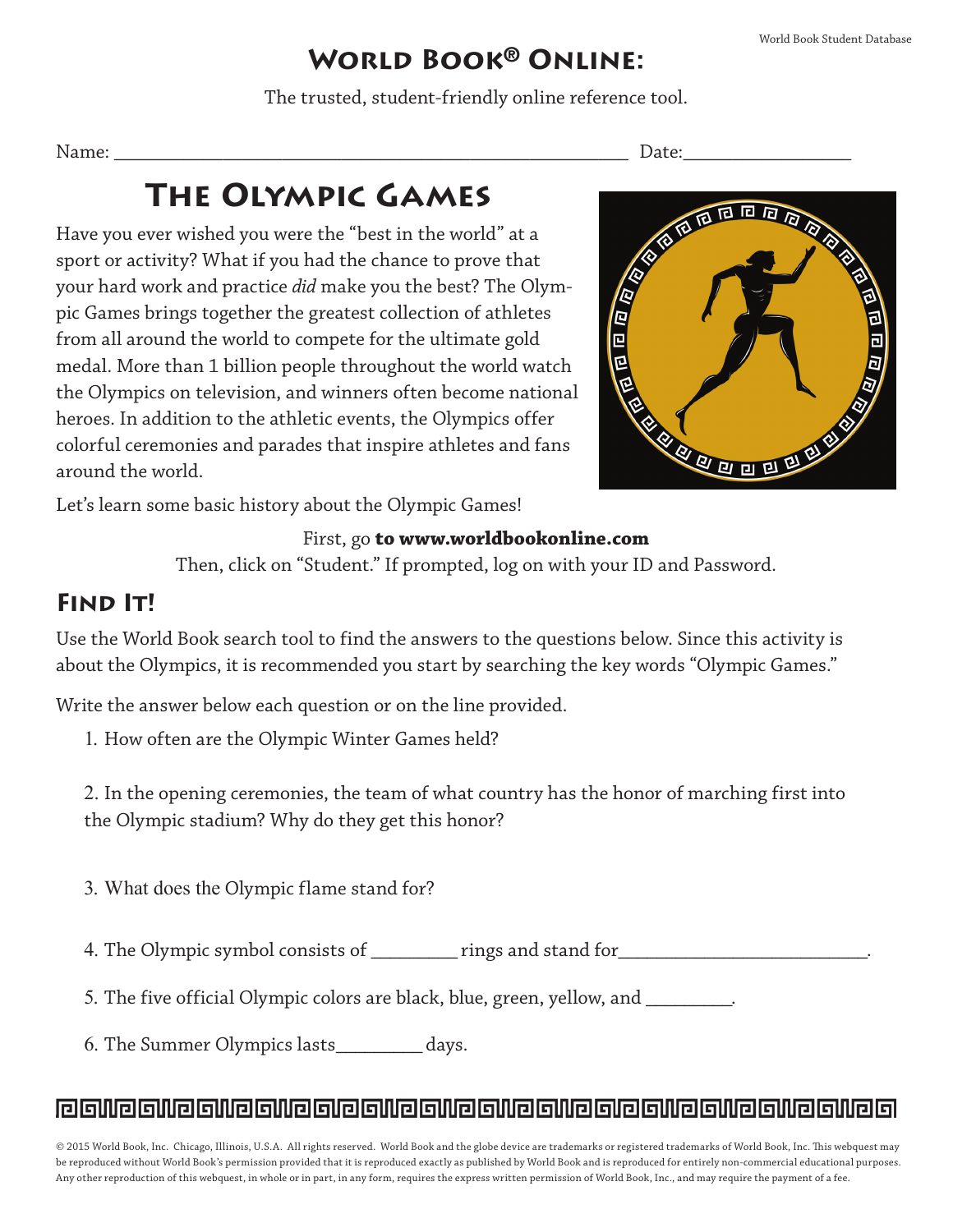# World Book® Online:

The trusted, student-friendly online reference tool.

Name: ______________________________________________________ Date:_________________

## The Olympic Games

Have you ever wished you were the "best in the world" at a sport or activity? What if you had the chance to prove that your hard work and practice *did* make you the best? The Olympic Games brings together the greatest collection of athletes from all around the world to compete for the ultimate gold medal. More than 1 billion people throughout the world watch the Olympics on television, and winners often become national heroes. In addition to the athletic events, the Olympics offer colorful ceremonies and parades that inspire athletes and fans around the world.

Let's learn some basic history about the Olympic Games!

First, go **to www.worldbookonline.com**

Then, click on "Student." If prompted, log on with your ID and Password.

## Find It!

Use the World Book search tool to find the answers to the questions below. Since this activity is about the Olympics, it is recommended you start by searching the key words "Olympic Games."

Write the answer below each question or on the line provided.

1. How often are the Olympic Winter Games held?

2. In the opening ceremonies, the team of what country has the honor of marching first into the Olympic stadium? Why do they get this honor?

3. What does the Olympic flame stand for?

4. The Olympic symbol consists of _________ rings and stand for_________________________.

5. The five official Olympic colors are black, blue, green, yellow, and _________.

6. The Summer Olympics lasts_________ days.

© 2015 World Book, Inc. Chicago, Illinois, U.S.A. All rights reserved. World Book and the globe device are trademarks or registered trademarks of World Book, Inc. This webquest may be reproduced without World Book's permission provided that it is reproduced exactly as published by World Book and is reproduced for entirely non-commercial educational purposes. Any other reproduction of this webquest, in whole or in part, in any form, requires the express written permission of World Book, Inc., and may require the payment of a fee.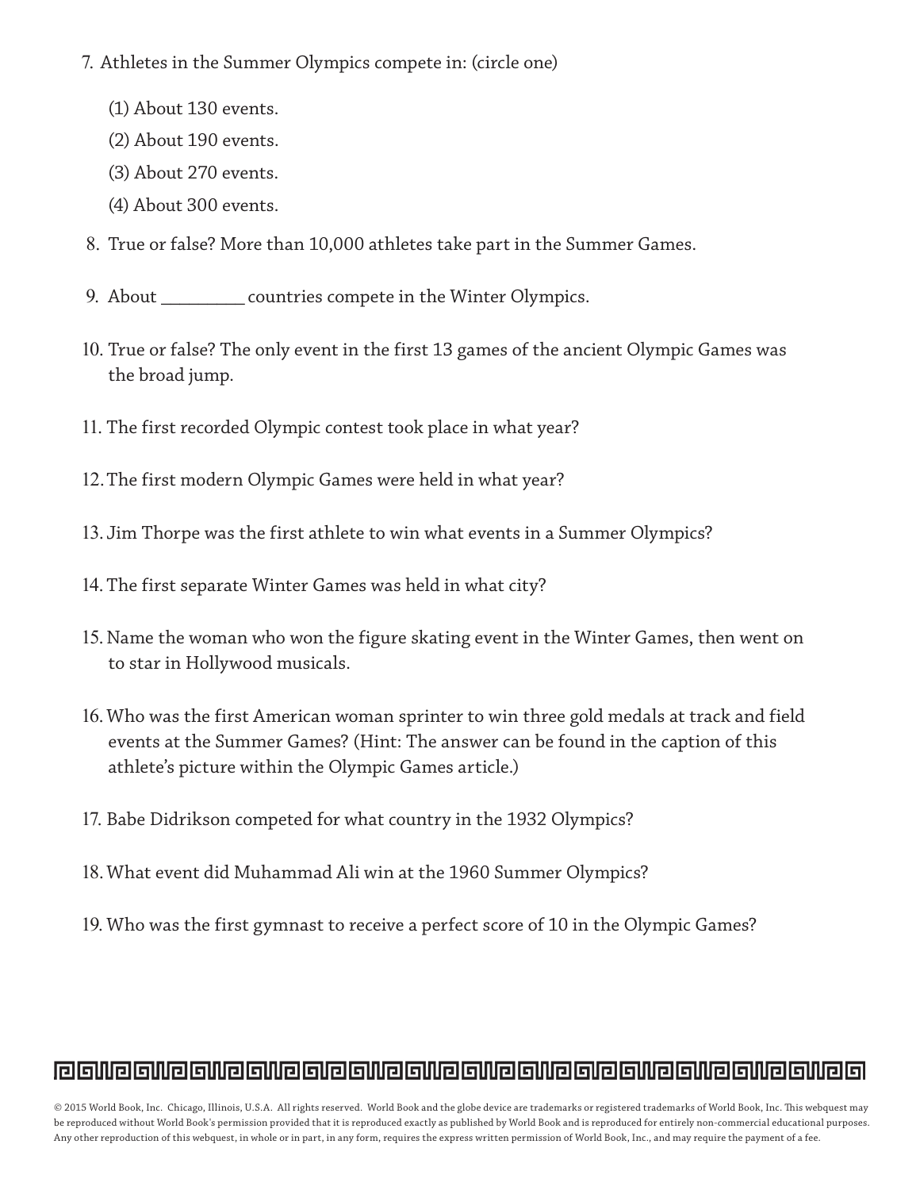7. Athletes in the Summer Olympics compete in: (circle one)

   (1) About 130 events.

   (2) About 190 events.

   (3) About 270 events.

   (4) About 300 events.

8. True or false? More than 10,000 athletes take part in the Summer Games.

9. About _________ countries compete in the Winter Olympics.

10. True or false? The only event in the first 13 games of the ancient Olympic Games was the broad jump.

11. The first recorded Olympic contest took place in what year?

12. The first modern Olympic Games were held in what year?

13. Jim Thorpe was the first athlete to win what events in a Summer Olympics?

14. The first separate Winter Games was held in what city?

15. Name the woman who won the figure skating event in the Winter Games, then went on to star in Hollywood musicals.

16. Who was the first American woman sprinter to win three gold medals at track and field events at the Summer Games? (Hint: The answer can be found in the caption of this athlete's picture within the Olympic Games article.)

17. Babe Didrikson competed for what country in the 1932 Olympics?

18. What event did Muhammad Ali win at the 1960 Summer Olympics?

19. Who was the first gymnast to receive a perfect score of 10 in the Olympic Games?

© 2015 World Book, Inc. Chicago, Illinois, U.S.A. All rights reserved. World Book and the globe device are trademarks or registered trademarks of World Book, Inc. This webquest may be reproduced without World Book's permission provided that it is reproduced exactly as published by World Book and is reproduced for entirely non-commercial educational purposes. Any other reproduction of this webquest, in whole or in part, in any form, requires the express written permission of World Book, Inc., and may require the payment of a fee.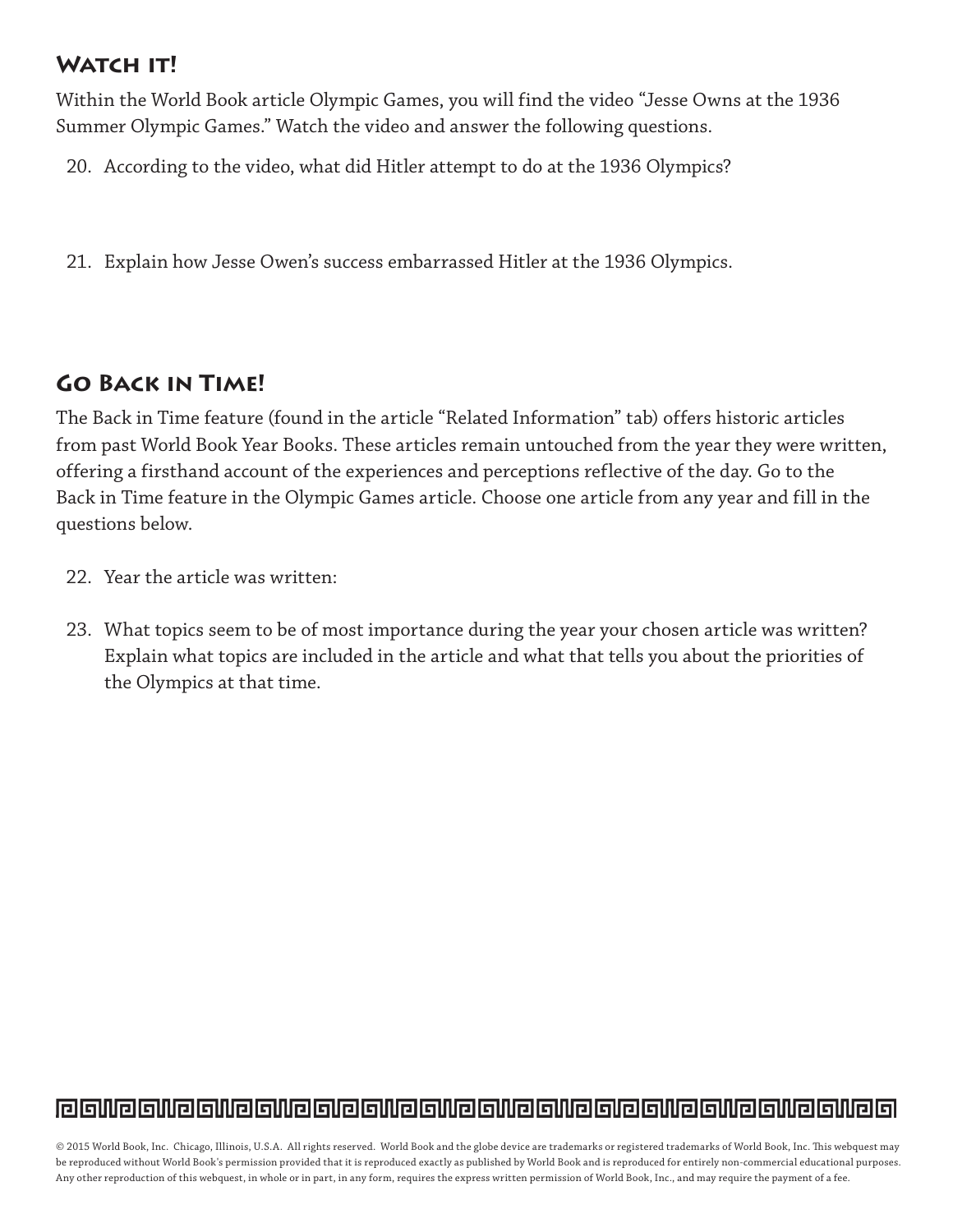## Watch it!

Within the World Book article Olympic Games, you will find the video "Jesse Owns at the 1936 Summer Olympic Games." Watch the video and answer the following questions.

20. According to the video, what did Hitler attempt to do at the 1936 Olympics?

21. Explain how Jesse Owen's success embarrassed Hitler at the 1936 Olympics.

## Go Back in Time!

The Back in Time feature (found in the article "Related Information" tab) offers historic articles from past World Book Year Books. These articles remain untouched from the year they were written, offering a firsthand account of the experiences and perceptions reflective of the day. Go to the Back in Time feature in the Olympic Games article. Choose one article from any year and fill in the questions below.

22. Year the article was written:

23. What topics seem to be of most importance during the year your chosen article was written? Explain what topics are included in the article and what that tells you about the priorities of the Olympics at that time.

© 2015 World Book, Inc. Chicago, Illinois, U.S.A. All rights reserved. World Book and the globe device are trademarks or registered trademarks of World Book, Inc. This webquest may be reproduced without World Book's permission provided that it is reproduced exactly as published by World Book and is reproduced for entirely non-commercial educational purposes. Any other reproduction of this webquest, in whole or in part, in any form, requires the express written permission of World Book, Inc., and may require the payment of a fee.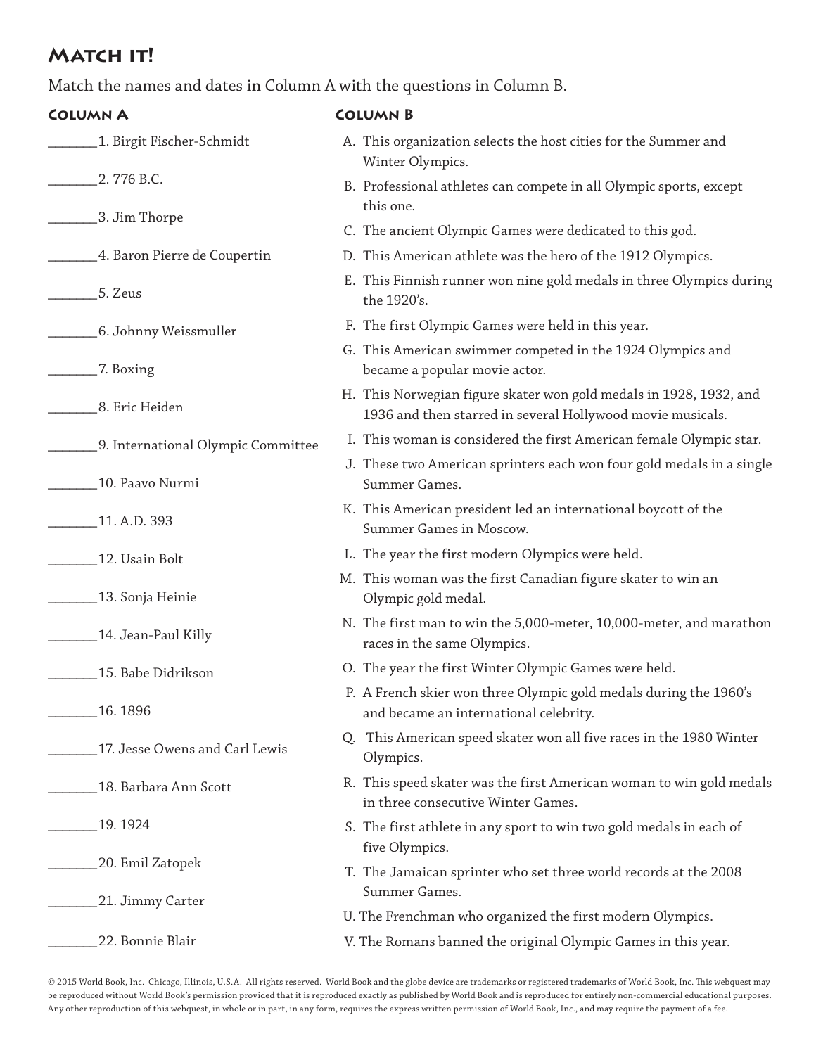# Match it!

Match the names and dates in Column A with the questions in Column B.

### Column A

_______1. Birgit Fischer-Schmidt

_______2. 776 B.C.

_______3. Jim Thorpe

_______4. Baron Pierre de Coupertin

_______5. Zeus

_______6. Johnny Weissmuller

_______7. Boxing

_______8. Eric Heiden

_______9. International Olympic Committee

_______10. Paavo Nurmi

_______11. A.D. 393

_______12. Usain Bolt

_______13. Sonja Heinie

_______14. Jean-Paul Killy

_______15. Babe Didrikson

_______16. 1896

_______17. Jesse Owens and Carl Lewis

_______18. Barbara Ann Scott

_______19. 1924

_______20. Emil Zatopek

_______21. Jimmy Carter

_______22. Bonnie Blair

### Column B

A. This organization selects the host cities for the Summer and Winter Olympics.

B. Professional athletes can compete in all Olympic sports, except this one.

C. The ancient Olympic Games were dedicated to this god.

D. This American athlete was the hero of the 1912 Olympics.

E. This Finnish runner won nine gold medals in three Olympics during the 1920's.

F. The first Olympic Games were held in this year.

G. This American swimmer competed in the 1924 Olympics and became a popular movie actor.

H. This Norwegian figure skater won gold medals in 1928, 1932, and 1936 and then starred in several Hollywood movie musicals.

I. This woman is considered the first American female Olympic star.

J. These two American sprinters each won four gold medals in a single Summer Games.

K. This American president led an international boycott of the Summer Games in Moscow.

L. The year the first modern Olympics were held.

M. This woman was the first Canadian figure skater to win an Olympic gold medal.

N. The first man to win the 5,000-meter, 10,000-meter, and marathon races in the same Olympics.

O. The year the first Winter Olympic Games were held.

P. A French skier won three Olympic gold medals during the 1960's and became an international celebrity.

Q. This American speed skater won all five races in the 1980 Winter Olympics.

R. This speed skater was the first American woman to win gold medals in three consecutive Winter Games.

S. The first athlete in any sport to win two gold medals in each of five Olympics.

T. The Jamaican sprinter who set three world records at the 2008 Summer Games.

U. The Frenchman who organized the first modern Olympics.

V. The Romans banned the original Olympic Games in this year.

© 2015 World Book, Inc. Chicago, Illinois, U.S.A. All rights reserved. World Book and the globe device are trademarks or registered trademarks of World Book, Inc. This webquest may be reproduced without World Book's permission provided that it is reproduced exactly as published by World Book and is reproduced for entirely non-commercial educational purposes. Any other reproduction of this webquest, in whole or in part, in any form, requires the express written permission of World Book, Inc., and may require the payment of a fee.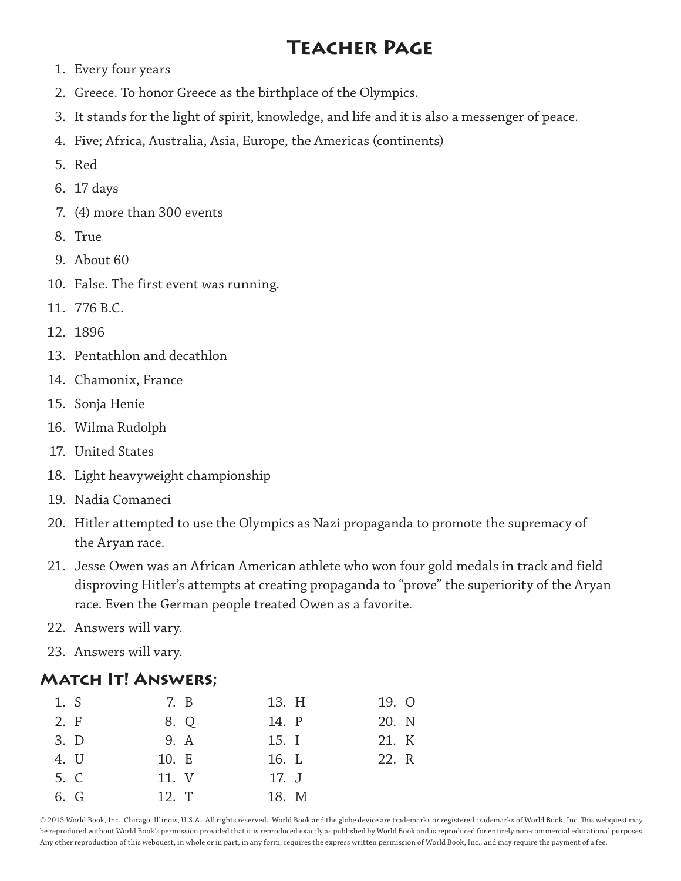# Teacher Page

1. Every four years
2. Greece. To honor Greece as the birthplace of the Olympics.
3. It stands for the light of spirit, knowledge, and life and it is also a messenger of peace.
4. Five; Africa, Australia, Asia, Europe, the Americas (continents)
5. Red
6. 17 days
7. (4) more than 300 events
8. True
9. About 60
10. False. The first event was running.
11. 776 B.C.
12. 1896
13. Pentathlon and decathlon
14. Chamonix, France
15. Sonja Henie
16. Wilma Rudolph
17. United States
18. Light heavyweight championship
19. Nadia Comaneci
20. Hitler attempted to use the Olympics as Nazi propaganda to promote the supremacy of the Aryan race.
21. Jesse Owen was an African American athlete who won four gold medals in track and field disproving Hitler's attempts at creating propaganda to "prove" the superiority of the Aryan race. Even the German people treated Owen as a favorite.
22. Answers will vary.
23. Answers will vary.

## Match It! Answers;

| | | | |
|---|---|---|---|
| 1. S | 7. B | 13. H | 19. O |
| 2. F | 8. Q | 14. P | 20. N |
| 3. D | 9. A | 15. I | 21. K |
| 4. U | 10. E | 16. L | 22. R |
| 5. C | 11. V | 17. J | |
| 6. G | 12. T | 18. M | |

© 2015 World Book, Inc. Chicago, Illinois, U.S.A. All rights reserved. World Book and the globe device are trademarks or registered trademarks of World Book, Inc. This webquest may be reproduced without World Book's permission provided that it is reproduced exactly as published by World Book and is reproduced for entirely non-commercial educational purposes. Any other reproduction of this webquest, in whole or in part, in any form, requires the express written permission of World Book, Inc., and may require the payment of a fee.